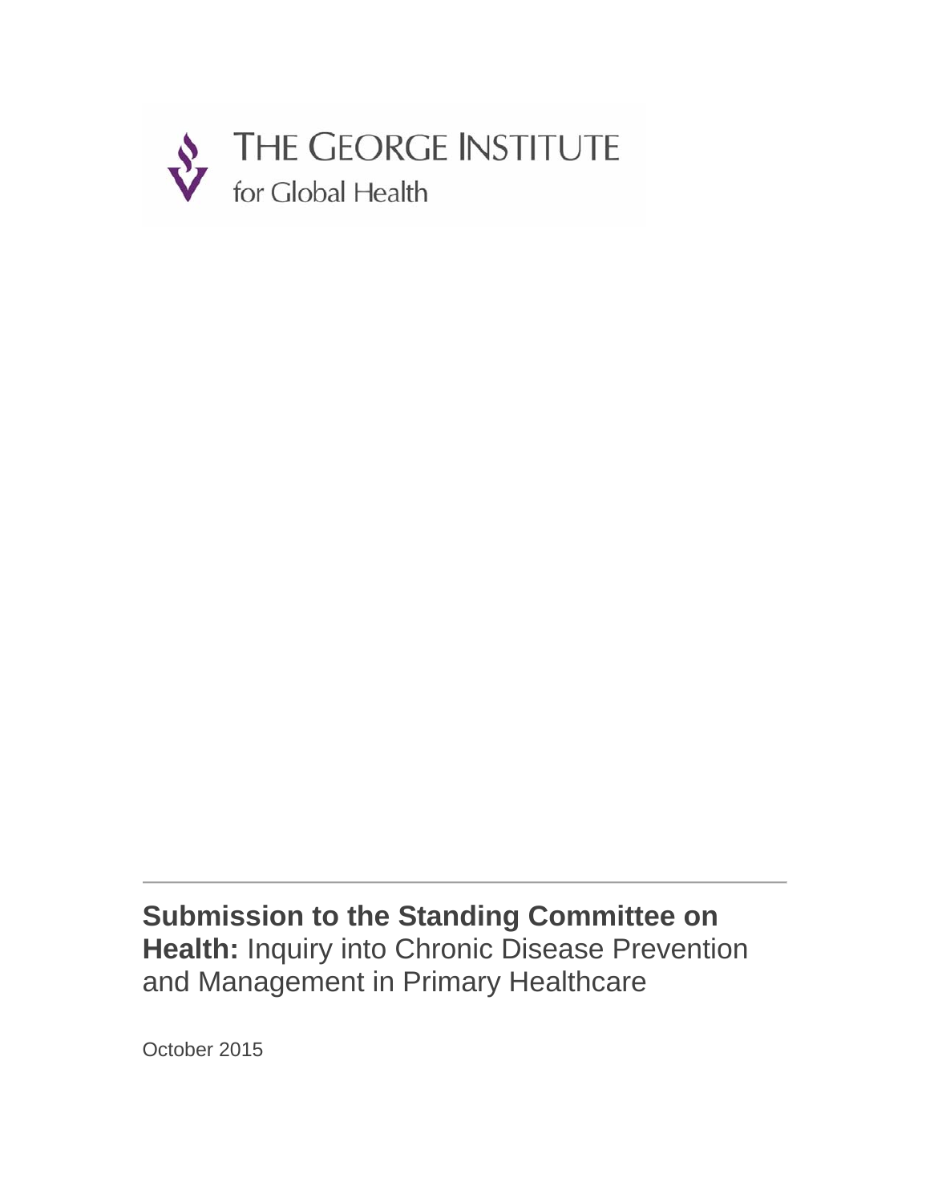THE GEORGE INSTITUTE
for Global Health

# **Submission to the Standing Committee on Health:** Inquiry into Chronic Disease Prevention and Management in Primary Healthcare

October 2015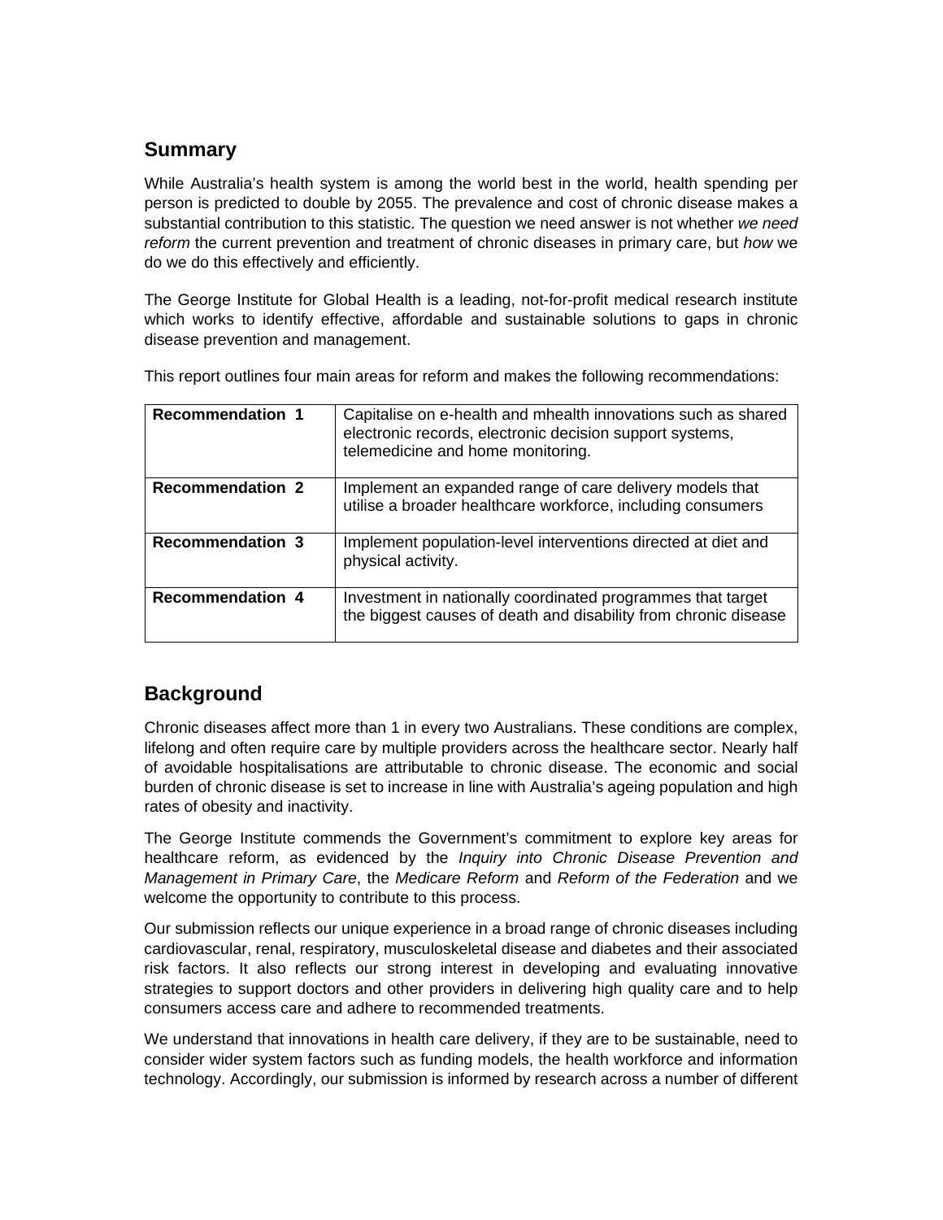## Summary

While Australia's health system is among the world best in the world, health spending per person is predicted to double by 2055. The prevalence and cost of chronic disease makes a substantial contribution to this statistic. The question we need answer is not whether *we need reform* the current prevention and treatment of chronic diseases in primary care, but *how* we do we do this effectively and efficiently.

The George Institute for Global Health is a leading, not-for-profit medical research institute which works to identify effective, affordable and sustainable solutions to gaps in chronic disease prevention and management.

This report outlines four main areas for reform and makes the following recommendations:

| | |
|---|---|
| **Recommendation 1** | Capitalise on e-health and mhealth innovations such as shared electronic records, electronic decision support systems, telemedicine and home monitoring. |
| **Recommendation 2** | Implement an expanded range of care delivery models that utilise a broader healthcare workforce, including consumers |
| **Recommendation 3** | Implement population-level interventions directed at diet and physical activity. |
| **Recommendation 4** | Investment in nationally coordinated programmes that target the biggest causes of death and disability from chronic disease |

## Background

Chronic diseases affect more than 1 in every two Australians. These conditions are complex, lifelong and often require care by multiple providers across the healthcare sector. Nearly half of avoidable hospitalisations are attributable to chronic disease. The economic and social burden of chronic disease is set to increase in line with Australia's ageing population and high rates of obesity and inactivity.

The George Institute commends the Government's commitment to explore key areas for healthcare reform, as evidenced by the *Inquiry into Chronic Disease Prevention and Management in Primary Care*, the *Medicare Reform* and *Reform of the Federation* and we welcome the opportunity to contribute to this process.

Our submission reflects our unique experience in a broad range of chronic diseases including cardiovascular, renal, respiratory, musculoskeletal disease and diabetes and their associated risk factors. It also reflects our strong interest in developing and evaluating innovative strategies to support doctors and other providers in delivering high quality care and to help consumers access care and adhere to recommended treatments.

We understand that innovations in health care delivery, if they are to be sustainable, need to consider wider system factors such as funding models, the health workforce and information technology. Accordingly, our submission is informed by research across a number of different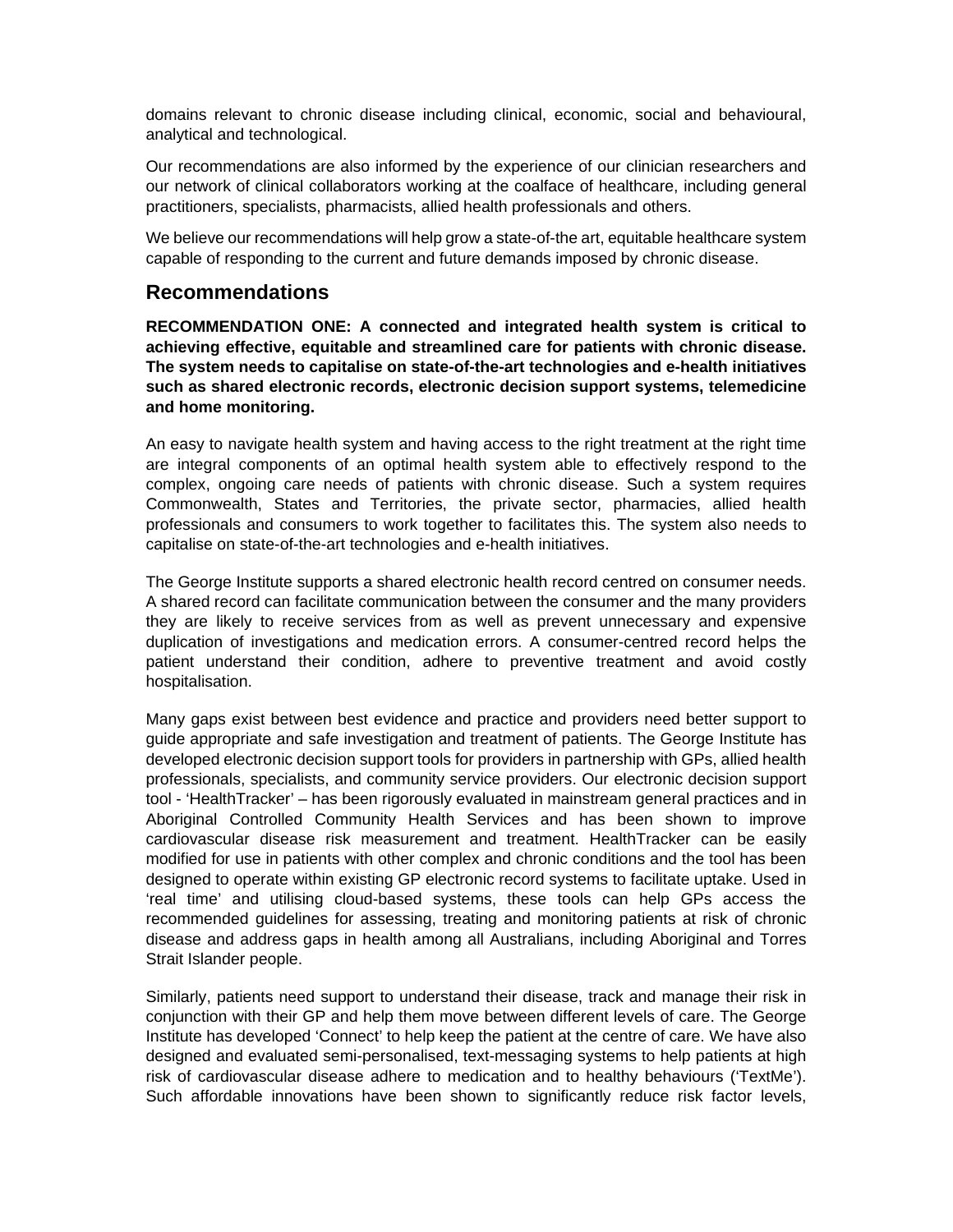domains relevant to chronic disease including clinical, economic, social and behavioural, analytical and technological.

Our recommendations are also informed by the experience of our clinician researchers and our network of clinical collaborators working at the coalface of healthcare, including general practitioners, specialists, pharmacists, allied health professionals and others.

We believe our recommendations will help grow a state-of-the art, equitable healthcare system capable of responding to the current and future demands imposed by chronic disease.

## Recommendations

**RECOMMENDATION ONE: A connected and integrated health system is critical to achieving effective, equitable and streamlined care for patients with chronic disease. The system needs to capitalise on state-of-the-art technologies and e-health initiatives such as shared electronic records, electronic decision support systems, telemedicine and home monitoring.**

An easy to navigate health system and having access to the right treatment at the right time are integral components of an optimal health system able to effectively respond to the complex, ongoing care needs of patients with chronic disease. Such a system requires Commonwealth, States and Territories, the private sector, pharmacies, allied health professionals and consumers to work together to facilitates this. The system also needs to capitalise on state-of-the-art technologies and e-health initiatives.

The George Institute supports a shared electronic health record centred on consumer needs. A shared record can facilitate communication between the consumer and the many providers they are likely to receive services from as well as prevent unnecessary and expensive duplication of investigations and medication errors. A consumer-centred record helps the patient understand their condition, adhere to preventive treatment and avoid costly hospitalisation.

Many gaps exist between best evidence and practice and providers need better support to guide appropriate and safe investigation and treatment of patients. The George Institute has developed electronic decision support tools for providers in partnership with GPs, allied health professionals, specialists, and community service providers. Our electronic decision support tool - 'HealthTracker' – has been rigorously evaluated in mainstream general practices and in Aboriginal Controlled Community Health Services and has been shown to improve cardiovascular disease risk measurement and treatment. HealthTracker can be easily modified for use in patients with other complex and chronic conditions and the tool has been designed to operate within existing GP electronic record systems to facilitate uptake. Used in 'real time' and utilising cloud-based systems, these tools can help GPs access the recommended guidelines for assessing, treating and monitoring patients at risk of chronic disease and address gaps in health among all Australians, including Aboriginal and Torres Strait Islander people.

Similarly, patients need support to understand their disease, track and manage their risk in conjunction with their GP and help them move between different levels of care. The George Institute has developed 'Connect' to help keep the patient at the centre of care. We have also designed and evaluated semi-personalised, text-messaging systems to help patients at high risk of cardiovascular disease adhere to medication and to healthy behaviours ('TextMe'). Such affordable innovations have been shown to significantly reduce risk factor levels,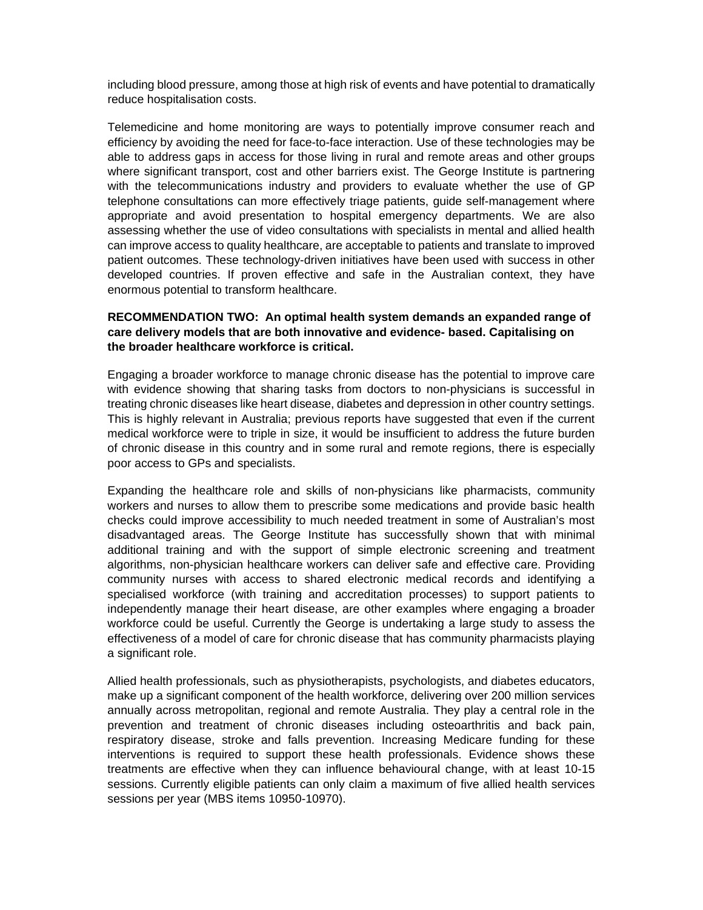including blood pressure, among those at high risk of events and have potential to dramatically reduce hospitalisation costs.

Telemedicine and home monitoring are ways to potentially improve consumer reach and efficiency by avoiding the need for face-to-face interaction. Use of these technologies may be able to address gaps in access for those living in rural and remote areas and other groups where significant transport, cost and other barriers exist. The George Institute is partnering with the telecommunications industry and providers to evaluate whether the use of GP telephone consultations can more effectively triage patients, guide self-management where appropriate and avoid presentation to hospital emergency departments. We are also assessing whether the use of video consultations with specialists in mental and allied health can improve access to quality healthcare, are acceptable to patients and translate to improved patient outcomes. These technology-driven initiatives have been used with success in other developed countries. If proven effective and safe in the Australian context, they have enormous potential to transform healthcare.

**RECOMMENDATION TWO: An optimal health system demands an expanded range of care delivery models that are both innovative and evidence- based. Capitalising on the broader healthcare workforce is critical.**

Engaging a broader workforce to manage chronic disease has the potential to improve care with evidence showing that sharing tasks from doctors to non-physicians is successful in treating chronic diseases like heart disease, diabetes and depression in other country settings. This is highly relevant in Australia; previous reports have suggested that even if the current medical workforce were to triple in size, it would be insufficient to address the future burden of chronic disease in this country and in some rural and remote regions, there is especially poor access to GPs and specialists.

Expanding the healthcare role and skills of non-physicians like pharmacists, community workers and nurses to allow them to prescribe some medications and provide basic health checks could improve accessibility to much needed treatment in some of Australian's most disadvantaged areas. The George Institute has successfully shown that with minimal additional training and with the support of simple electronic screening and treatment algorithms, non-physician healthcare workers can deliver safe and effective care. Providing community nurses with access to shared electronic medical records and identifying a specialised workforce (with training and accreditation processes) to support patients to independently manage their heart disease, are other examples where engaging a broader workforce could be useful. Currently the George is undertaking a large study to assess the effectiveness of a model of care for chronic disease that has community pharmacists playing a significant role.

Allied health professionals, such as physiotherapists, psychologists, and diabetes educators, make up a significant component of the health workforce, delivering over 200 million services annually across metropolitan, regional and remote Australia. They play a central role in the prevention and treatment of chronic diseases including osteoarthritis and back pain, respiratory disease, stroke and falls prevention. Increasing Medicare funding for these interventions is required to support these health professionals. Evidence shows these treatments are effective when they can influence behavioural change, with at least 10-15 sessions. Currently eligible patients can only claim a maximum of five allied health services sessions per year (MBS items 10950-10970).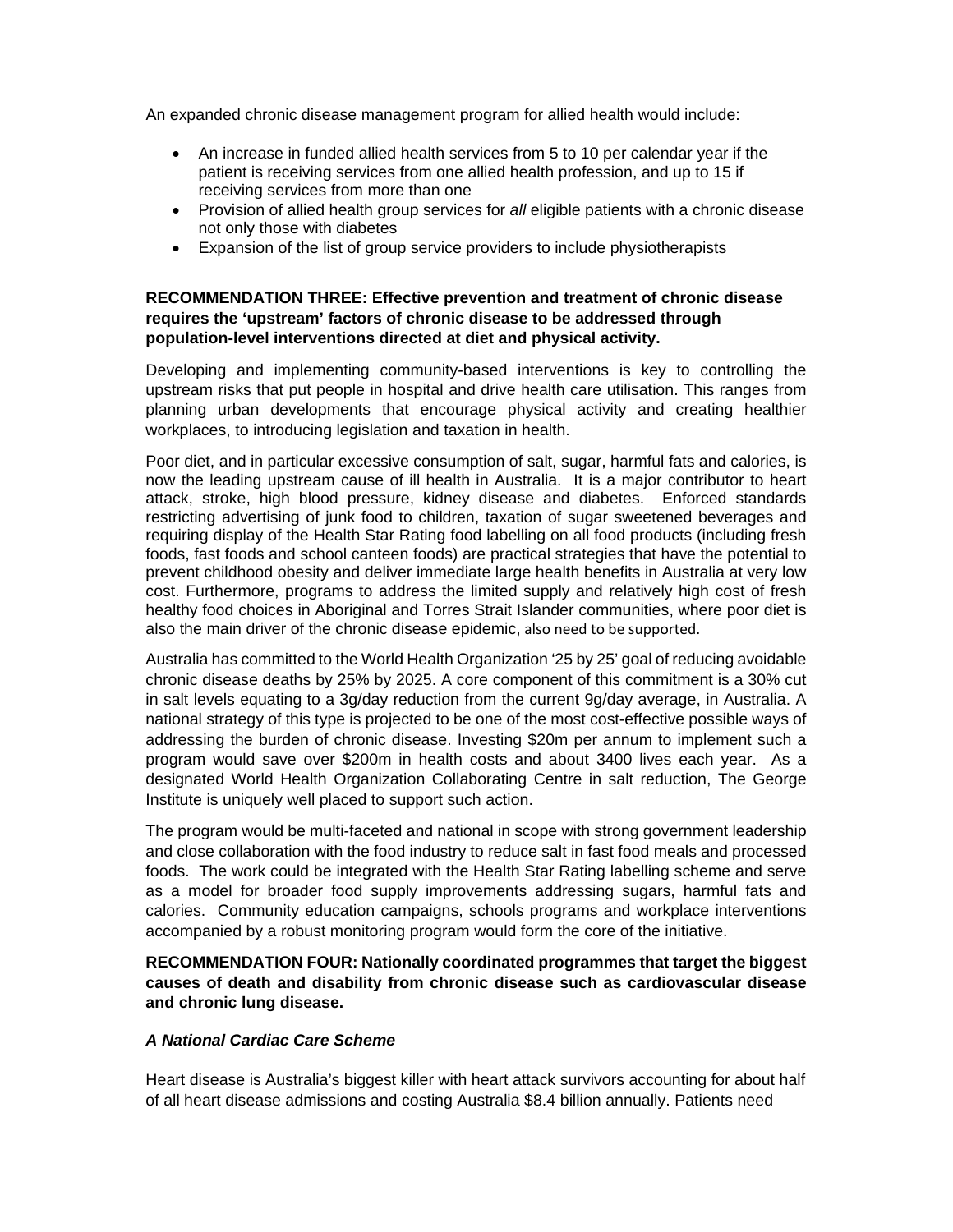An expanded chronic disease management program for allied health would include:

- An increase in funded allied health services from 5 to 10 per calendar year if the patient is receiving services from one allied health profession, and up to 15 if receiving services from more than one
- Provision of allied health group services for *all* eligible patients with a chronic disease not only those with diabetes
- Expansion of the list of group service providers to include physiotherapists

**RECOMMENDATION THREE: Effective prevention and treatment of chronic disease requires the 'upstream' factors of chronic disease to be addressed through population-level interventions directed at diet and physical activity.**

Developing and implementing community-based interventions is key to controlling the upstream risks that put people in hospital and drive health care utilisation. This ranges from planning urban developments that encourage physical activity and creating healthier workplaces, to introducing legislation and taxation in health.

Poor diet, and in particular excessive consumption of salt, sugar, harmful fats and calories, is now the leading upstream cause of ill health in Australia. It is a major contributor to heart attack, stroke, high blood pressure, kidney disease and diabetes. Enforced standards restricting advertising of junk food to children, taxation of sugar sweetened beverages and requiring display of the Health Star Rating food labelling on all food products (including fresh foods, fast foods and school canteen foods) are practical strategies that have the potential to prevent childhood obesity and deliver immediate large health benefits in Australia at very low cost. Furthermore, programs to address the limited supply and relatively high cost of fresh healthy food choices in Aboriginal and Torres Strait Islander communities, where poor diet is also the main driver of the chronic disease epidemic, also need to be supported.

Australia has committed to the World Health Organization '25 by 25' goal of reducing avoidable chronic disease deaths by 25% by 2025. A core component of this commitment is a 30% cut in salt levels equating to a 3g/day reduction from the current 9g/day average, in Australia. A national strategy of this type is projected to be one of the most cost-effective possible ways of addressing the burden of chronic disease. Investing $20m per annum to implement such a program would save over $200m in health costs and about 3400 lives each year. As a designated World Health Organization Collaborating Centre in salt reduction, The George Institute is uniquely well placed to support such action.

The program would be multi-faceted and national in scope with strong government leadership and close collaboration with the food industry to reduce salt in fast food meals and processed foods. The work could be integrated with the Health Star Rating labelling scheme and serve as a model for broader food supply improvements addressing sugars, harmful fats and calories. Community education campaigns, schools programs and workplace interventions accompanied by a robust monitoring program would form the core of the initiative.

**RECOMMENDATION FOUR: Nationally coordinated programmes that target the biggest causes of death and disability from chronic disease such as cardiovascular disease and chronic lung disease.**

***A National Cardiac Care Scheme***

Heart disease is Australia's biggest killer with heart attack survivors accounting for about half of all heart disease admissions and costing Australia $8.4 billion annually. Patients need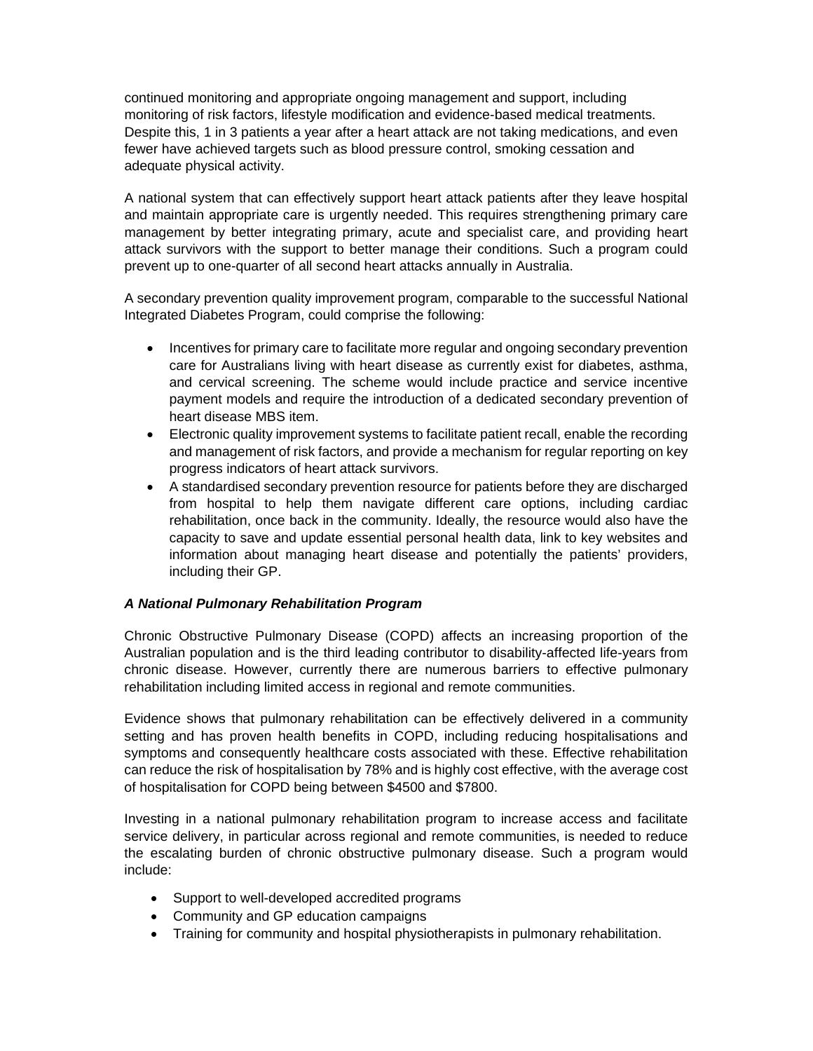continued monitoring and appropriate ongoing management and support, including monitoring of risk factors, lifestyle modification and evidence-based medical treatments. Despite this, 1 in 3 patients a year after a heart attack are not taking medications, and even fewer have achieved targets such as blood pressure control, smoking cessation and adequate physical activity.

A national system that can effectively support heart attack patients after they leave hospital and maintain appropriate care is urgently needed. This requires strengthening primary care management by better integrating primary, acute and specialist care, and providing heart attack survivors with the support to better manage their conditions. Such a program could prevent up to one-quarter of all second heart attacks annually in Australia.

A secondary prevention quality improvement program, comparable to the successful National Integrated Diabetes Program, could comprise the following:

- Incentives for primary care to facilitate more regular and ongoing secondary prevention care for Australians living with heart disease as currently exist for diabetes, asthma, and cervical screening. The scheme would include practice and service incentive payment models and require the introduction of a dedicated secondary prevention of heart disease MBS item.
- Electronic quality improvement systems to facilitate patient recall, enable the recording and management of risk factors, and provide a mechanism for regular reporting on key progress indicators of heart attack survivors.
- A standardised secondary prevention resource for patients before they are discharged from hospital to help them navigate different care options, including cardiac rehabilitation, once back in the community. Ideally, the resource would also have the capacity to save and update essential personal health data, link to key websites and information about managing heart disease and potentially the patients' providers, including their GP.

***A National Pulmonary Rehabilitation Program***

Chronic Obstructive Pulmonary Disease (COPD) affects an increasing proportion of the Australian population and is the third leading contributor to disability-affected life-years from chronic disease. However, currently there are numerous barriers to effective pulmonary rehabilitation including limited access in regional and remote communities.

Evidence shows that pulmonary rehabilitation can be effectively delivered in a community setting and has proven health benefits in COPD, including reducing hospitalisations and symptoms and consequently healthcare costs associated with these. Effective rehabilitation can reduce the risk of hospitalisation by 78% and is highly cost effective, with the average cost of hospitalisation for COPD being between $4500 and $7800.

Investing in a national pulmonary rehabilitation program to increase access and facilitate service delivery, in particular across regional and remote communities, is needed to reduce the escalating burden of chronic obstructive pulmonary disease. Such a program would include:

- Support to well-developed accredited programs
- Community and GP education campaigns
- Training for community and hospital physiotherapists in pulmonary rehabilitation.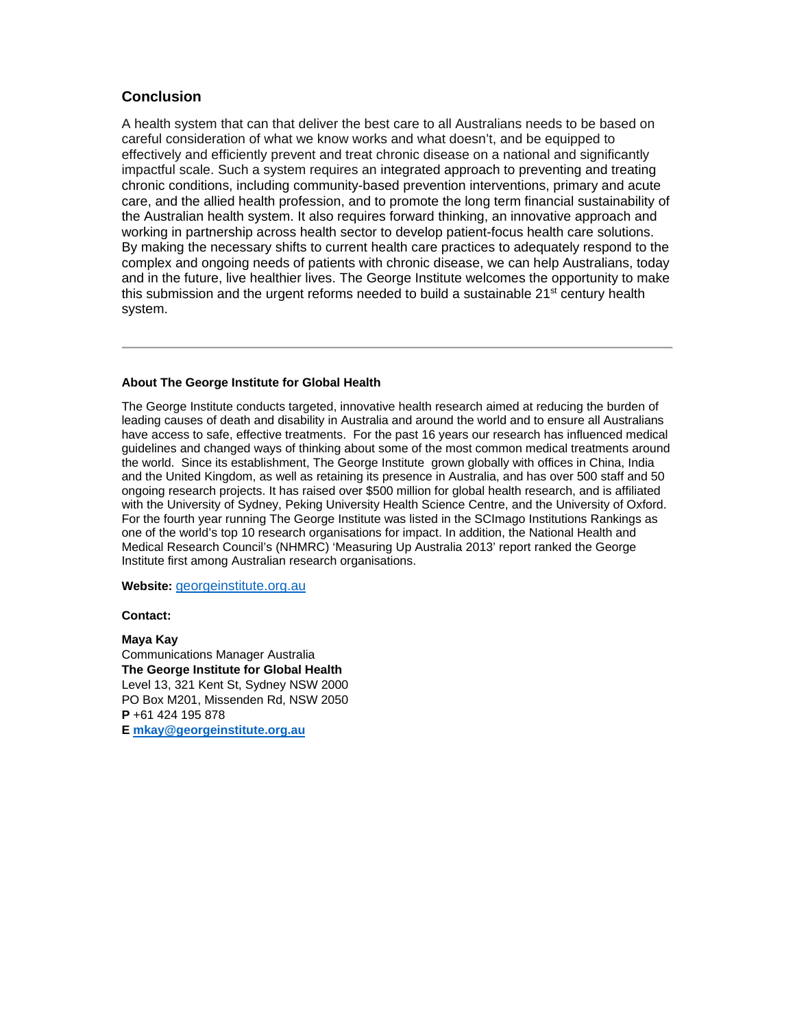## Conclusion

A health system that can that deliver the best care to all Australians needs to be based on careful consideration of what we know works and what doesn't, and be equipped to effectively and efficiently prevent and treat chronic disease on a national and significantly impactful scale. Such a system requires an integrated approach to preventing and treating chronic conditions, including community-based prevention interventions, primary and acute care, and the allied health profession, and to promote the long term financial sustainability of the Australian health system. It also requires forward thinking, an innovative approach and working in partnership across health sector to develop patient-focus health care solutions. By making the necessary shifts to current health care practices to adequately respond to the complex and ongoing needs of patients with chronic disease, we can help Australians, today and in the future, live healthier lives. The George Institute welcomes the opportunity to make this submission and the urgent reforms needed to build a sustainable 21st century health system.

---

**About The George Institute for Global Health**

The George Institute conducts targeted, innovative health research aimed at reducing the burden of leading causes of death and disability in Australia and around the world and to ensure all Australians have access to safe, effective treatments. For the past 16 years our research has influenced medical guidelines and changed ways of thinking about some of the most common medical treatments around the world. Since its establishment, The George Institute grown globally with offices in China, India and the United Kingdom, as well as retaining its presence in Australia, and has over 500 staff and 50 ongoing research projects. It has raised over $500 million for global health research, and is affiliated with the University of Sydney, Peking University Health Science Centre, and the University of Oxford. For the fourth year running The George Institute was listed in the SCImago Institutions Rankings as one of the world's top 10 research organisations for impact. In addition, the National Health and Medical Research Council's (NHMRC) 'Measuring Up Australia 2013' report ranked the George Institute first among Australian research organisations.

**Website:** georgeinstitute.org.au

**Contact:**

**Maya Kay**
Communications Manager Australia
**The George Institute for Global Health**
Level 13, 321 Kent St, Sydney NSW 2000
PO Box M201, Missenden Rd, NSW 2050
**P** +61 424 195 878
**E** **mkay@georgeinstitute.org.au**